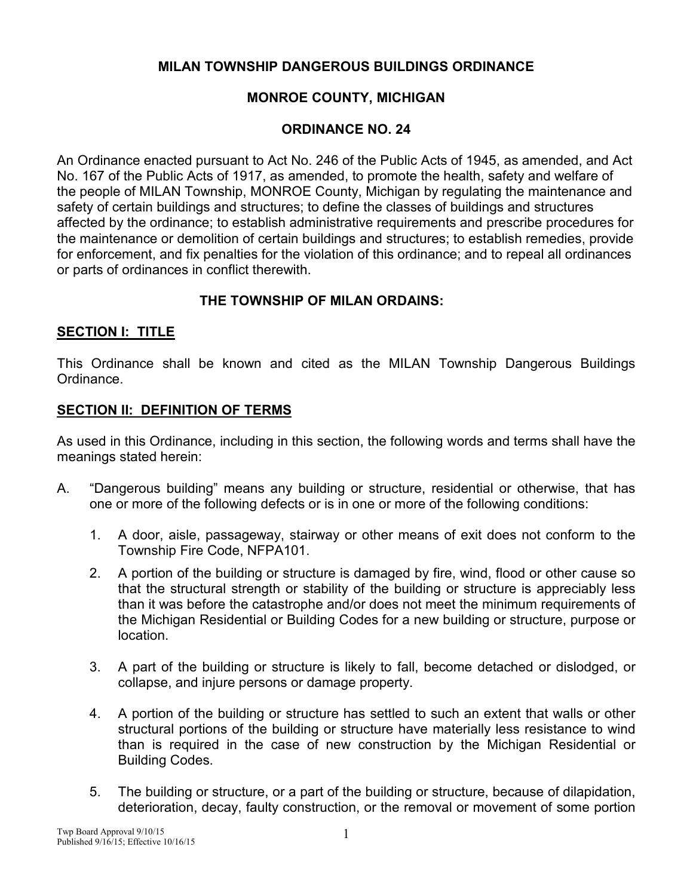# MILAN TOWNSHIP DANGEROUS BUILDINGS ORDINANCE

## MONROE COUNTY, MICHIGAN

## ORDINANCE NO. 24

An Ordinance enacted pursuant to Act No. 246 of the Public Acts of 1945, as amended, and Act No. 167 of the Public Acts of 1917, as amended, to promote the health, safety and welfare of the people of MILAN Township, MONROE County, Michigan by regulating the maintenance and safety of certain buildings and structures; to define the classes of buildings and structures affected by the ordinance; to establish administrative requirements and prescribe procedures for the maintenance or demolition of certain buildings and structures; to establish remedies, provide for enforcement, and fix penalties for the violation of this ordinance; and to repeal all ordinances or parts of ordinances in conflict therewith.

**THE TOWNSHIP OF MILAN ORDAINS:**

## SECTION I: TITLE

This Ordinance shall be known and cited as the MILAN Township Dangerous Buildings Ordinance.

## SECTION II: DEFINITION OF TERMS

As used in this Ordinance, including in this section, the following words and terms shall have the meanings stated herein:

A. "Dangerous building" means any building or structure, residential or otherwise, that has one or more of the following defects or is in one or more of the following conditions:

   1. A door, aisle, passageway, stairway or other means of exit does not conform to the Township Fire Code, NFPA101.

   2. A portion of the building or structure is damaged by fire, wind, flood or other cause so that the structural strength or stability of the building or structure is appreciably less than it was before the catastrophe and/or does not meet the minimum requirements of the Michigan Residential or Building Codes for a new building or structure, purpose or location.

   3. A part of the building or structure is likely to fall, become detached or dislodged, or collapse, and injure persons or damage property.

   4. A portion of the building or structure has settled to such an extent that walls or other structural portions of the building or structure have materially less resistance to wind than is required in the case of new construction by the Michigan Residential or Building Codes.

   5. The building or structure, or a part of the building or structure, because of dilapidation, deterioration, decay, faulty construction, or the removal or movement of some portion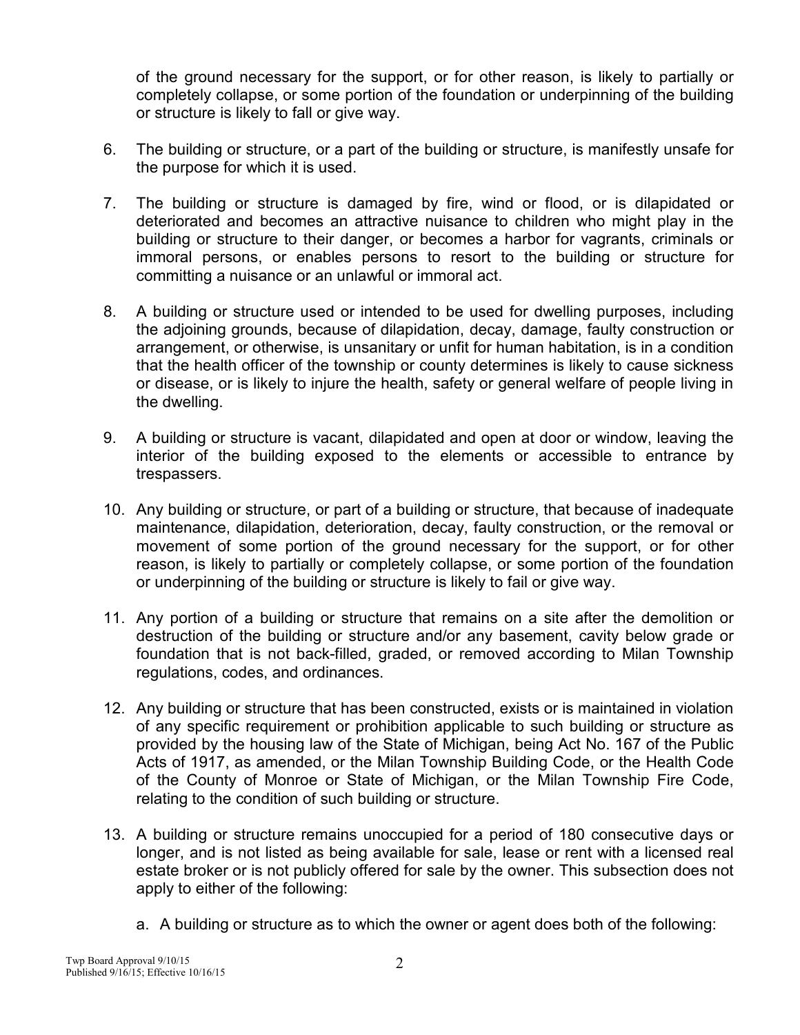of the ground necessary for the support, or for other reason, is likely to partially or completely collapse, or some portion of the foundation or underpinning of the building or structure is likely to fall or give way.

6. The building or structure, or a part of the building or structure, is manifestly unsafe for the purpose for which it is used.

7. The building or structure is damaged by fire, wind or flood, or is dilapidated or deteriorated and becomes an attractive nuisance to children who might play in the building or structure to their danger, or becomes a harbor for vagrants, criminals or immoral persons, or enables persons to resort to the building or structure for committing a nuisance or an unlawful or immoral act.

8. A building or structure used or intended to be used for dwelling purposes, including the adjoining grounds, because of dilapidation, decay, damage, faulty construction or arrangement, or otherwise, is unsanitary or unfit for human habitation, is in a condition that the health officer of the township or county determines is likely to cause sickness or disease, or is likely to injure the health, safety or general welfare of people living in the dwelling.

9. A building or structure is vacant, dilapidated and open at door or window, leaving the interior of the building exposed to the elements or accessible to entrance by trespassers.

10. Any building or structure, or part of a building or structure, that because of inadequate maintenance, dilapidation, deterioration, decay, faulty construction, or the removal or movement of some portion of the ground necessary for the support, or for other reason, is likely to partially or completely collapse, or some portion of the foundation or underpinning of the building or structure is likely to fail or give way.

11. Any portion of a building or structure that remains on a site after the demolition or destruction of the building or structure and/or any basement, cavity below grade or foundation that is not back-filled, graded, or removed according to Milan Township regulations, codes, and ordinances.

12. Any building or structure that has been constructed, exists or is maintained in violation of any specific requirement or prohibition applicable to such building or structure as provided by the housing law of the State of Michigan, being Act No. 167 of the Public Acts of 1917, as amended, or the Milan Township Building Code, or the Health Code of the County of Monroe or State of Michigan, or the Milan Township Fire Code, relating to the condition of such building or structure.

13. A building or structure remains unoccupied for a period of 180 consecutive days or longer, and is not listed as being available for sale, lease or rent with a licensed real estate broker or is not publicly offered for sale by the owner. This subsection does not apply to either of the following:

    a. A building or structure as to which the owner or agent does both of the following:

Twp Board Approval 9/10/15
Published 9/16/15; Effective 10/16/15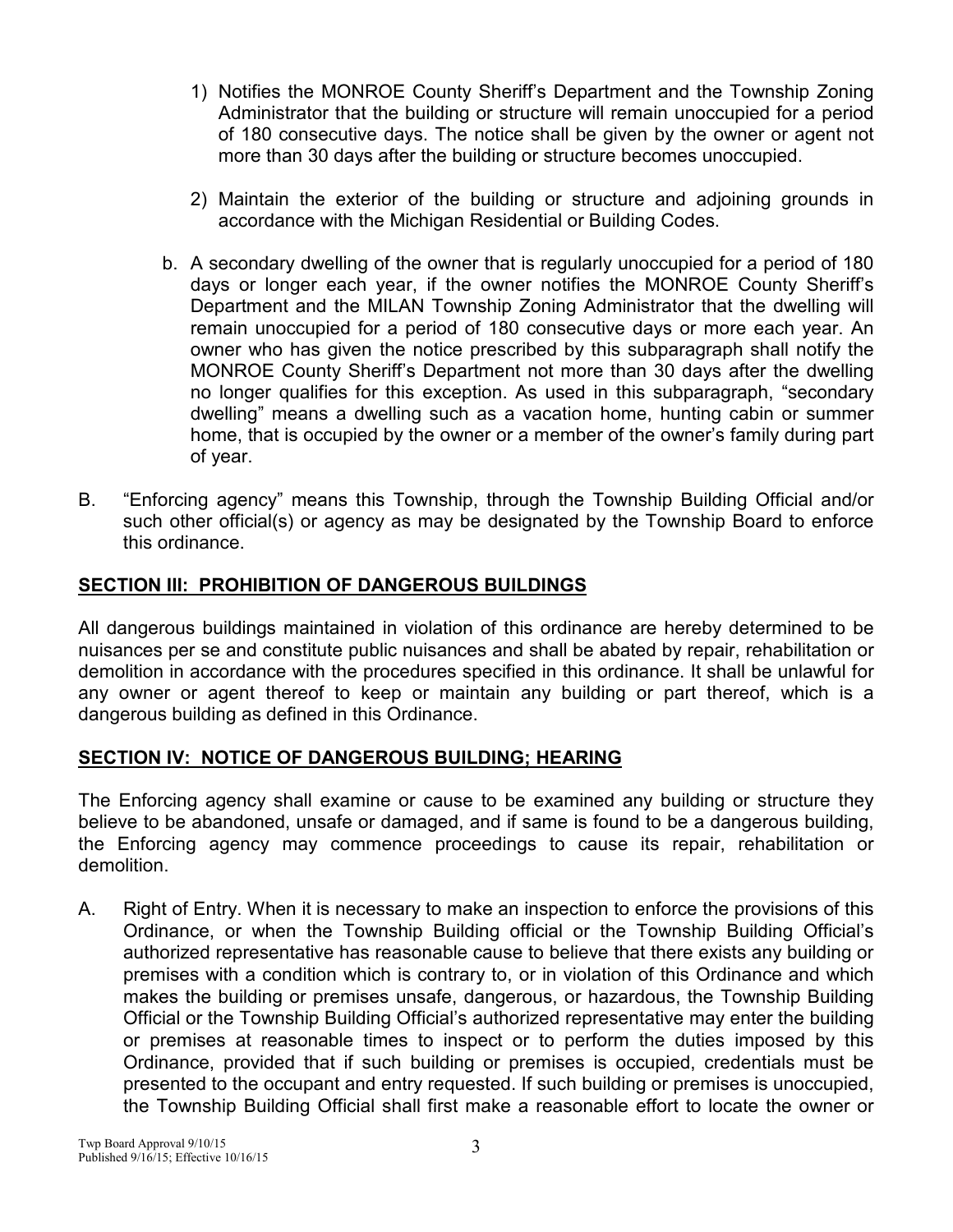1) Notifies the MONROE County Sheriff's Department and the Township Zoning Administrator that the building or structure will remain unoccupied for a period of 180 consecutive days. The notice shall be given by the owner or agent not more than 30 days after the building or structure becomes unoccupied.

2) Maintain the exterior of the building or structure and adjoining grounds in accordance with the Michigan Residential or Building Codes.

b. A secondary dwelling of the owner that is regularly unoccupied for a period of 180 days or longer each year, if the owner notifies the MONROE County Sheriff's Department and the MILAN Township Zoning Administrator that the dwelling will remain unoccupied for a period of 180 consecutive days or more each year. An owner who has given the notice prescribed by this subparagraph shall notify the MONROE County Sheriff's Department not more than 30 days after the dwelling no longer qualifies for this exception. As used in this subparagraph, "secondary dwelling" means a dwelling such as a vacation home, hunting cabin or summer home, that is occupied by the owner or a member of the owner's family during part of year.

B. "Enforcing agency" means this Township, through the Township Building Official and/or such other official(s) or agency as may be designated by the Township Board to enforce this ordinance.

## SECTION III: PROHIBITION OF DANGEROUS BUILDINGS

All dangerous buildings maintained in violation of this ordinance are hereby determined to be nuisances per se and constitute public nuisances and shall be abated by repair, rehabilitation or demolition in accordance with the procedures specified in this ordinance. It shall be unlawful for any owner or agent thereof to keep or maintain any building or part thereof, which is a dangerous building as defined in this Ordinance.

## SECTION IV: NOTICE OF DANGEROUS BUILDING; HEARING

The Enforcing agency shall examine or cause to be examined any building or structure they believe to be abandoned, unsafe or damaged, and if same is found to be a dangerous building, the Enforcing agency may commence proceedings to cause its repair, rehabilitation or demolition.

A. Right of Entry. When it is necessary to make an inspection to enforce the provisions of this Ordinance, or when the Township Building official or the Township Building Official's authorized representative has reasonable cause to believe that there exists any building or premises with a condition which is contrary to, or in violation of this Ordinance and which makes the building or premises unsafe, dangerous, or hazardous, the Township Building Official or the Township Building Official's authorized representative may enter the building or premises at reasonable times to inspect or to perform the duties imposed by this Ordinance, provided that if such building or premises is occupied, credentials must be presented to the occupant and entry requested. If such building or premises is unoccupied, the Township Building Official shall first make a reasonable effort to locate the owner or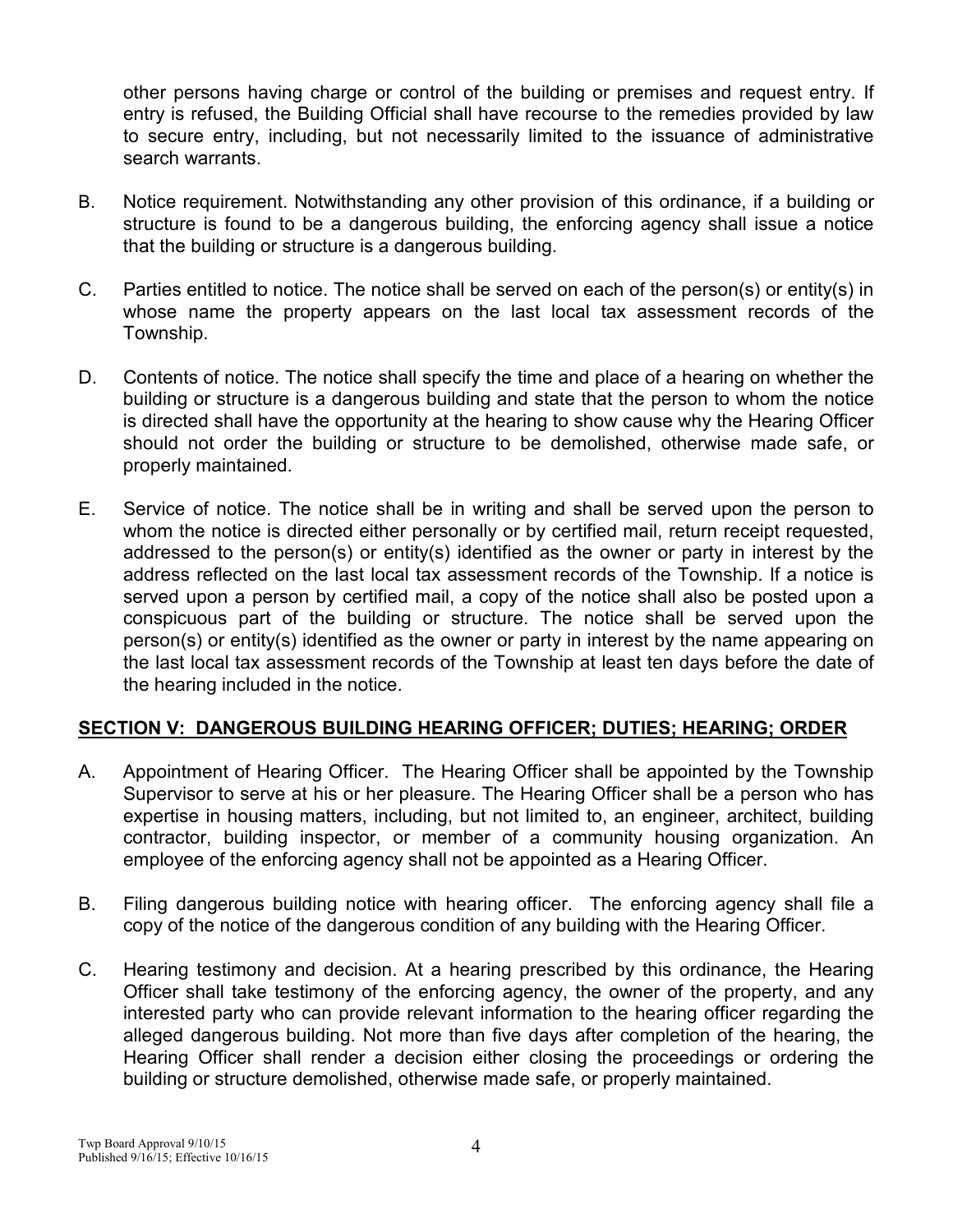other persons having charge or control of the building or premises and request entry. If entry is refused, the Building Official shall have recourse to the remedies provided by law to secure entry, including, but not necessarily limited to the issuance of administrative search warrants.

B. Notice requirement. Notwithstanding any other provision of this ordinance, if a building or structure is found to be a dangerous building, the enforcing agency shall issue a notice that the building or structure is a dangerous building.

C. Parties entitled to notice. The notice shall be served on each of the person(s) or entity(s) in whose name the property appears on the last local tax assessment records of the Township.

D. Contents of notice. The notice shall specify the time and place of a hearing on whether the building or structure is a dangerous building and state that the person to whom the notice is directed shall have the opportunity at the hearing to show cause why the Hearing Officer should not order the building or structure to be demolished, otherwise made safe, or properly maintained.

E. Service of notice. The notice shall be in writing and shall be served upon the person to whom the notice is directed either personally or by certified mail, return receipt requested, addressed to the person(s) or entity(s) identified as the owner or party in interest by the address reflected on the last local tax assessment records of the Township. If a notice is served upon a person by certified mail, a copy of the notice shall also be posted upon a conspicuous part of the building or structure. The notice shall be served upon the person(s) or entity(s) identified as the owner or party in interest by the name appearing on the last local tax assessment records of the Township at least ten days before the date of the hearing included in the notice.

## SECTION V: DANGEROUS BUILDING HEARING OFFICER; DUTIES; HEARING; ORDER

A. Appointment of Hearing Officer. The Hearing Officer shall be appointed by the Township Supervisor to serve at his or her pleasure. The Hearing Officer shall be a person who has expertise in housing matters, including, but not limited to, an engineer, architect, building contractor, building inspector, or member of a community housing organization. An employee of the enforcing agency shall not be appointed as a Hearing Officer.

B. Filing dangerous building notice with hearing officer. The enforcing agency shall file a copy of the notice of the dangerous condition of any building with the Hearing Officer.

C. Hearing testimony and decision. At a hearing prescribed by this ordinance, the Hearing Officer shall take testimony of the enforcing agency, the owner of the property, and any interested party who can provide relevant information to the hearing officer regarding the alleged dangerous building. Not more than five days after completion of the hearing, the Hearing Officer shall render a decision either closing the proceedings or ordering the building or structure demolished, otherwise made safe, or properly maintained.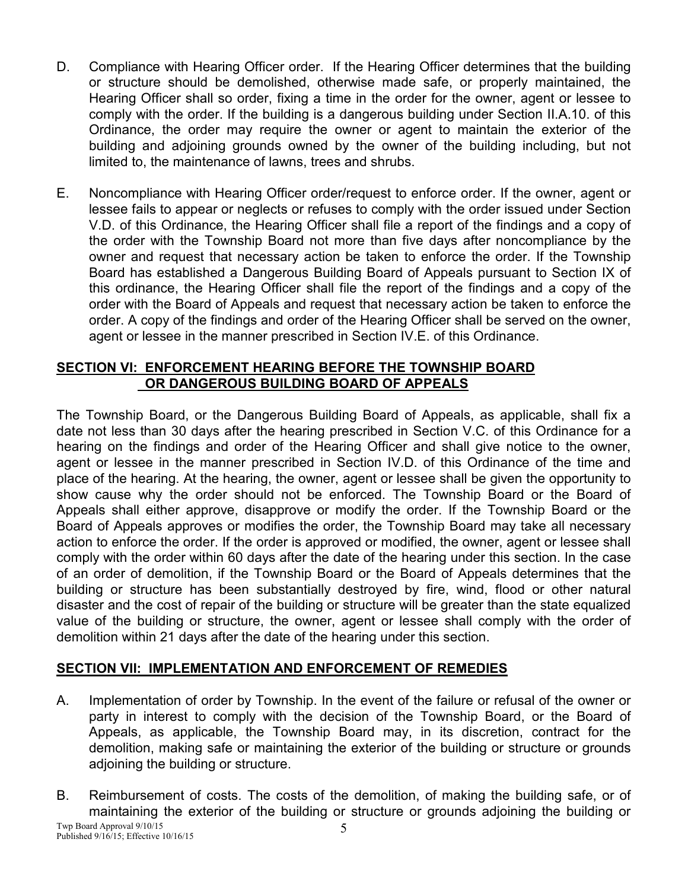D. Compliance with Hearing Officer order. If the Hearing Officer determines that the building or structure should be demolished, otherwise made safe, or properly maintained, the Hearing Officer shall so order, fixing a time in the order for the owner, agent or lessee to comply with the order. If the building is a dangerous building under Section II.A.10. of this Ordinance, the order may require the owner or agent to maintain the exterior of the building and adjoining grounds owned by the owner of the building including, but not limited to, the maintenance of lawns, trees and shrubs.

E. Noncompliance with Hearing Officer order/request to enforce order. If the owner, agent or lessee fails to appear or neglects or refuses to comply with the order issued under Section V.D. of this Ordinance, the Hearing Officer shall file a report of the findings and a copy of the order with the Township Board not more than five days after noncompliance by the owner and request that necessary action be taken to enforce the order. If the Township Board has established a Dangerous Building Board of Appeals pursuant to Section IX of this ordinance, the Hearing Officer shall file the report of the findings and a copy of the order with the Board of Appeals and request that necessary action be taken to enforce the order. A copy of the findings and order of the Hearing Officer shall be served on the owner, agent or lessee in the manner prescribed in Section IV.E. of this Ordinance.

## SECTION VI: ENFORCEMENT HEARING BEFORE THE TOWNSHIP BOARD OR DANGEROUS BUILDING BOARD OF APPEALS

The Township Board, or the Dangerous Building Board of Appeals, as applicable, shall fix a date not less than 30 days after the hearing prescribed in Section V.C. of this Ordinance for a hearing on the findings and order of the Hearing Officer and shall give notice to the owner, agent or lessee in the manner prescribed in Section IV.D. of this Ordinance of the time and place of the hearing. At the hearing, the owner, agent or lessee shall be given the opportunity to show cause why the order should not be enforced. The Township Board or the Board of Appeals shall either approve, disapprove or modify the order. If the Township Board or the Board of Appeals approves or modifies the order, the Township Board may take all necessary action to enforce the order. If the order is approved or modified, the owner, agent or lessee shall comply with the order within 60 days after the date of the hearing under this section. In the case of an order of demolition, if the Township Board or the Board of Appeals determines that the building or structure has been substantially destroyed by fire, wind, flood or other natural disaster and the cost of repair of the building or structure will be greater than the state equalized value of the building or structure, the owner, agent or lessee shall comply with the order of demolition within 21 days after the date of the hearing under this section.

## SECTION VII: IMPLEMENTATION AND ENFORCEMENT OF REMEDIES

A. Implementation of order by Township. In the event of the failure or refusal of the owner or party in interest to comply with the decision of the Township Board, or the Board of Appeals, as applicable, the Township Board may, in its discretion, contract for the demolition, making safe or maintaining the exterior of the building or structure or grounds adjoining the building or structure.

B. Reimbursement of costs. The costs of the demolition, of making the building safe, or of maintaining the exterior of the building or structure or grounds adjoining the building or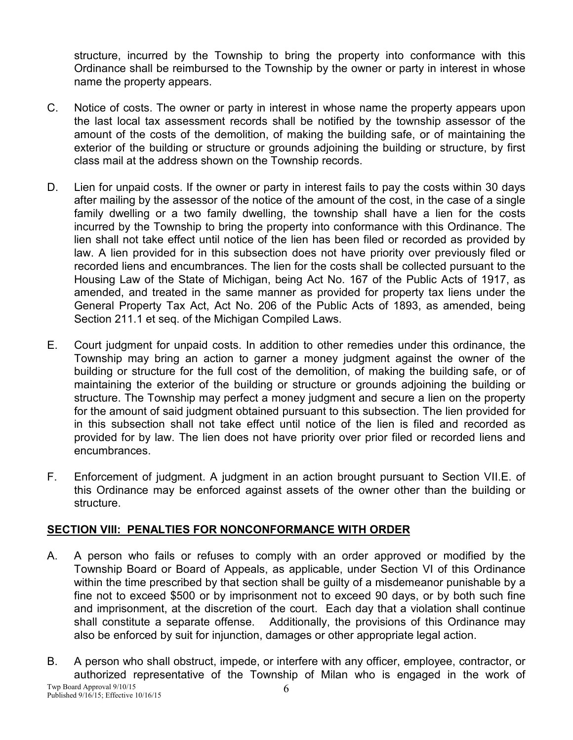structure, incurred by the Township to bring the property into conformance with this Ordinance shall be reimbursed to the Township by the owner or party in interest in whose name the property appears.

C. Notice of costs. The owner or party in interest in whose name the property appears upon the last local tax assessment records shall be notified by the township assessor of the amount of the costs of the demolition, of making the building safe, or of maintaining the exterior of the building or structure or grounds adjoining the building or structure, by first class mail at the address shown on the Township records.

D. Lien for unpaid costs. If the owner or party in interest fails to pay the costs within 30 days after mailing by the assessor of the notice of the amount of the cost, in the case of a single family dwelling or a two family dwelling, the township shall have a lien for the costs incurred by the Township to bring the property into conformance with this Ordinance. The lien shall not take effect until notice of the lien has been filed or recorded as provided by law. A lien provided for in this subsection does not have priority over previously filed or recorded liens and encumbrances. The lien for the costs shall be collected pursuant to the Housing Law of the State of Michigan, being Act No. 167 of the Public Acts of 1917, as amended, and treated in the same manner as provided for property tax liens under the General Property Tax Act, Act No. 206 of the Public Acts of 1893, as amended, being Section 211.1 et seq. of the Michigan Compiled Laws.

E. Court judgment for unpaid costs. In addition to other remedies under this ordinance, the Township may bring an action to garner a money judgment against the owner of the building or structure for the full cost of the demolition, of making the building safe, or of maintaining the exterior of the building or structure or grounds adjoining the building or structure. The Township may perfect a money judgment and secure a lien on the property for the amount of said judgment obtained pursuant to this subsection. The lien provided for in this subsection shall not take effect until notice of the lien is filed and recorded as provided for by law. The lien does not have priority over prior filed or recorded liens and encumbrances.

F. Enforcement of judgment. A judgment in an action brought pursuant to Section VII.E. of this Ordinance may be enforced against assets of the owner other than the building or structure.

## SECTION VIII: PENALTIES FOR NONCONFORMANCE WITH ORDER

A. A person who fails or refuses to comply with an order approved or modified by the Township Board or Board of Appeals, as applicable, under Section VI of this Ordinance within the time prescribed by that section shall be guilty of a misdemeanor punishable by a fine not to exceed $500 or by imprisonment not to exceed 90 days, or by both such fine and imprisonment, at the discretion of the court. Each day that a violation shall continue shall constitute a separate offense. Additionally, the provisions of this Ordinance may also be enforced by suit for injunction, damages or other appropriate legal action.

B. A person who shall obstruct, impede, or interfere with any officer, employee, contractor, or authorized representative of the Township of Milan who is engaged in the work of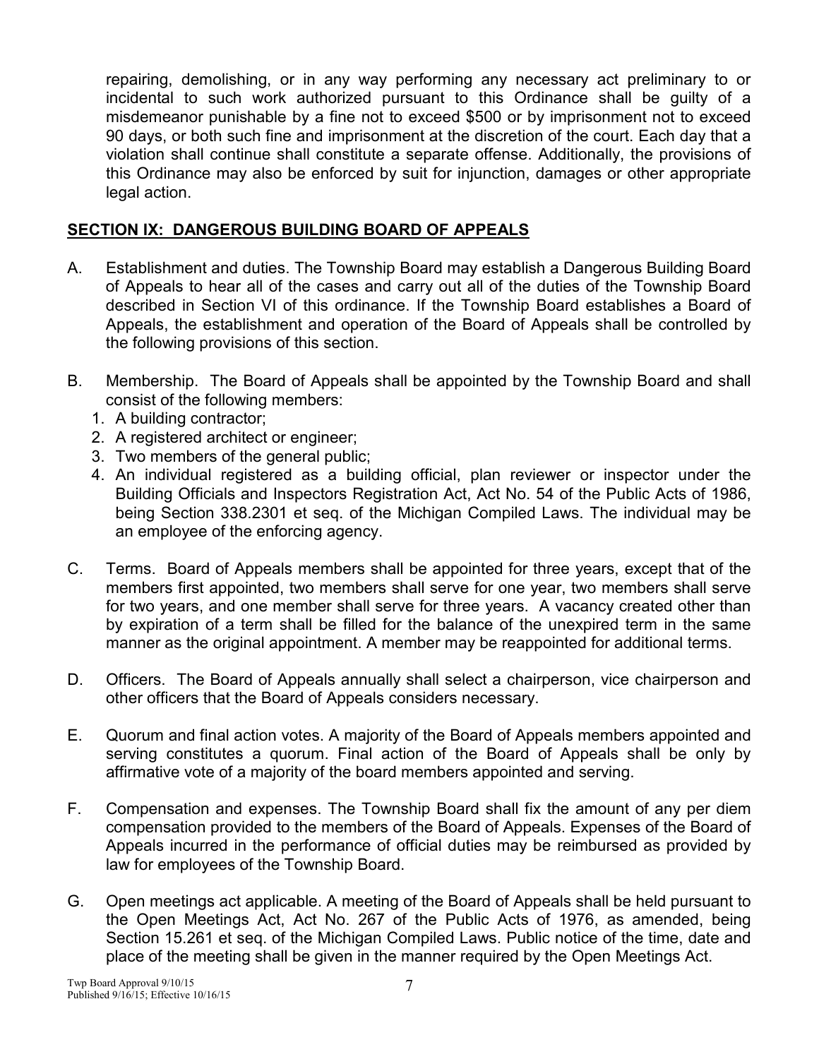repairing, demolishing, or in any way performing any necessary act preliminary to or incidental to such work authorized pursuant to this Ordinance shall be guilty of a misdemeanor punishable by a fine not to exceed $500 or by imprisonment not to exceed 90 days, or both such fine and imprisonment at the discretion of the court. Each day that a violation shall continue shall constitute a separate offense. Additionally, the provisions of this Ordinance may also be enforced by suit for injunction, damages or other appropriate legal action.

## SECTION IX: DANGEROUS BUILDING BOARD OF APPEALS

A. Establishment and duties. The Township Board may establish a Dangerous Building Board of Appeals to hear all of the cases and carry out all of the duties of the Township Board described in Section VI of this ordinance. If the Township Board establishes a Board of Appeals, the establishment and operation of the Board of Appeals shall be controlled by the following provisions of this section.

B. Membership. The Board of Appeals shall be appointed by the Township Board and shall consist of the following members:
   1. A building contractor;
   2. A registered architect or engineer;
   3. Two members of the general public;
   4. An individual registered as a building official, plan reviewer or inspector under the Building Officials and Inspectors Registration Act, Act No. 54 of the Public Acts of 1986, being Section 338.2301 et seq. of the Michigan Compiled Laws. The individual may be an employee of the enforcing agency.

C. Terms. Board of Appeals members shall be appointed for three years, except that of the members first appointed, two members shall serve for one year, two members shall serve for two years, and one member shall serve for three years. A vacancy created other than by expiration of a term shall be filled for the balance of the unexpired term in the same manner as the original appointment. A member may be reappointed for additional terms.

D. Officers. The Board of Appeals annually shall select a chairperson, vice chairperson and other officers that the Board of Appeals considers necessary.

E. Quorum and final action votes. A majority of the Board of Appeals members appointed and serving constitutes a quorum. Final action of the Board of Appeals shall be only by affirmative vote of a majority of the board members appointed and serving.

F. Compensation and expenses. The Township Board shall fix the amount of any per diem compensation provided to the members of the Board of Appeals. Expenses of the Board of Appeals incurred in the performance of official duties may be reimbursed as provided by law for employees of the Township Board.

G. Open meetings act applicable. A meeting of the Board of Appeals shall be held pursuant to the Open Meetings Act, Act No. 267 of the Public Acts of 1976, as amended, being Section 15.261 et seq. of the Michigan Compiled Laws. Public notice of the time, date and place of the meeting shall be given in the manner required by the Open Meetings Act.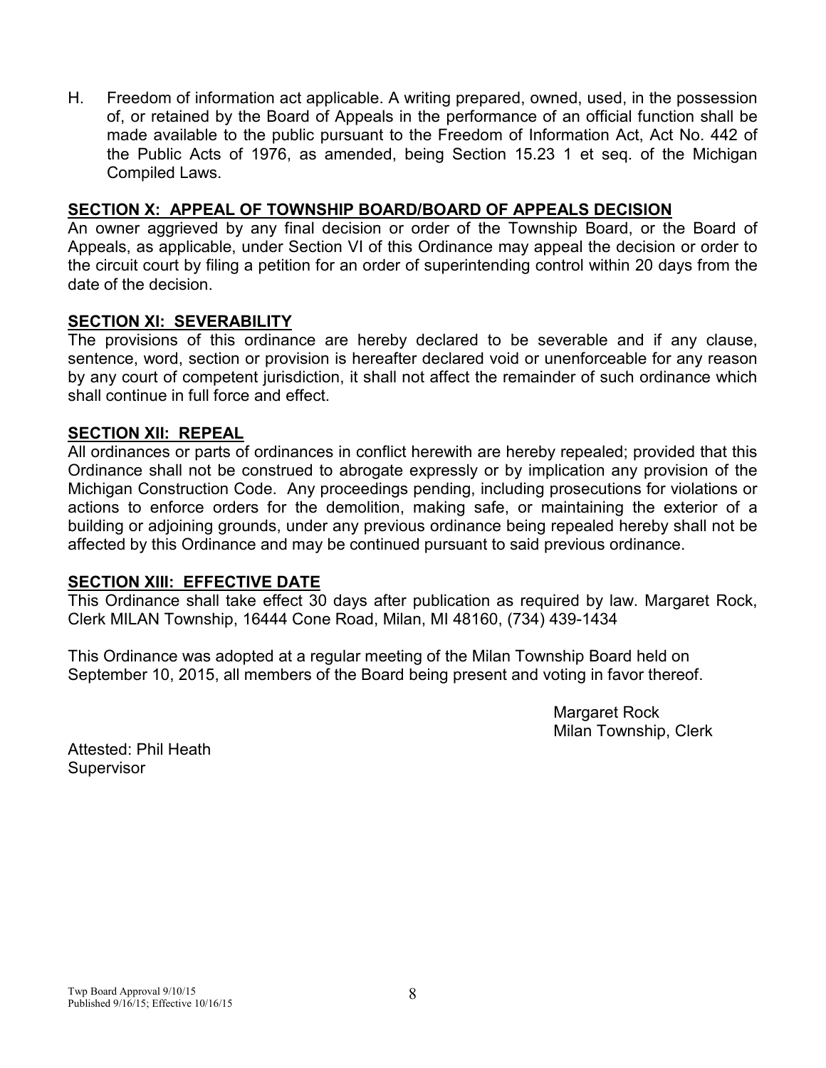H. Freedom of information act applicable. A writing prepared, owned, used, in the possession of, or retained by the Board of Appeals in the performance of an official function shall be made available to the public pursuant to the Freedom of Information Act, Act No. 442 of the Public Acts of 1976, as amended, being Section 15.23 1 et seq. of the Michigan Compiled Laws.

## SECTION X: APPEAL OF TOWNSHIP BOARD/BOARD OF APPEALS DECISION

An owner aggrieved by any final decision or order of the Township Board, or the Board of Appeals, as applicable, under Section VI of this Ordinance may appeal the decision or order to the circuit court by filing a petition for an order of superintending control within 20 days from the date of the decision.

## SECTION XI: SEVERABILITY

The provisions of this ordinance are hereby declared to be severable and if any clause, sentence, word, section or provision is hereafter declared void or unenforceable for any reason by any court of competent jurisdiction, it shall not affect the remainder of such ordinance which shall continue in full force and effect.

## SECTION XII: REPEAL

All ordinances or parts of ordinances in conflict herewith are hereby repealed; provided that this Ordinance shall not be construed to abrogate expressly or by implication any provision of the Michigan Construction Code. Any proceedings pending, including prosecutions for violations or actions to enforce orders for the demolition, making safe, or maintaining the exterior of a building or adjoining grounds, under any previous ordinance being repealed hereby shall not be affected by this Ordinance and may be continued pursuant to said previous ordinance.

## SECTION XIII: EFFECTIVE DATE

This Ordinance shall take effect 30 days after publication as required by law. Margaret Rock, Clerk MILAN Township, 16444 Cone Road, Milan, MI 48160, (734) 439-1434

This Ordinance was adopted at a regular meeting of the Milan Township Board held on September 10, 2015, all members of the Board being present and voting in favor thereof.

Margaret Rock
Milan Township, Clerk

Attested: Phil Heath
Supervisor

Twp Board Approval 9/10/15
Published 9/16/15; Effective 10/16/15